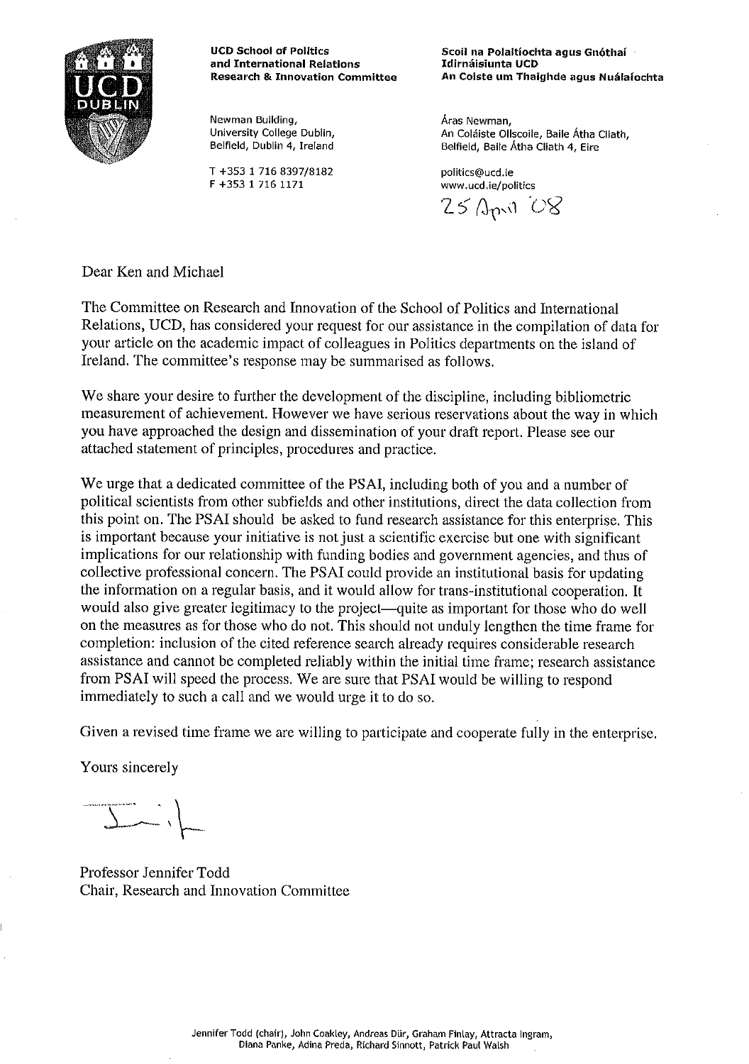**UCD School of Politics and International Relations Research & Innovation Committee**

**Scoil na Polaitíochta agus Gnóthaí Idirnáisiunta UCD An Coiste um Thaighde agus Nuálaíochta**

Newman Building,
University College Dublin,
Belfield, Dublin 4, Ireland

Áras Newman,
An Coláiste Ollscoile, Baile Átha Cliath,
Belfield, Baile Átha Cliath 4, Eire

T +353 1 716 8397/8182
F +353 1 716 1171

politics@ucd.ie
www.ucd.ie/politics

25 April '08

Dear Ken and Michael

The Committee on Research and Innovation of the School of Politics and International Relations, UCD, has considered your request for our assistance in the compilation of data for your article on the academic impact of colleagues in Politics departments on the island of Ireland. The committee's response may be summarised as follows.

We share your desire to further the development of the discipline, including bibliometric measurement of achievement. However we have serious reservations about the way in which you have approached the design and dissemination of your draft report. Please see our attached statement of principles, procedures and practice.

We urge that a dedicated committee of the PSAI, including both of you and a number of political scientists from other subfields and other institutions, direct the data collection from this point on. The PSAI should be asked to fund research assistance for this enterprise. This is important because your initiative is not just a scientific exercise but one with significant implications for our relationship with funding bodies and government agencies, and thus of collective professional concern. The PSAI could provide an institutional basis for updating the information on a regular basis, and it would allow for trans-institutional cooperation. It would also give greater legitimacy to the project—quite as important for those who do well on the measures as for those who do not. This should not unduly lengthen the time frame for completion: inclusion of the cited reference search already requires considerable research assistance and cannot be completed reliably within the initial time frame; research assistance from PSAI will speed the process. We are sure that PSAI would be willing to respond immediately to such a call and we would urge it to do so.

Given a revised time frame we are willing to participate and cooperate fully in the enterprise.

Yours sincerely

Professor Jennifer Todd
Chair, Research and Innovation Committee

Jennifer Todd (chair), John Coakley, Andreas Dür, Graham Finlay, Attracta Ingram, Diana Panke, Adina Preda, Richard Sinnott, Patrick Paul Walsh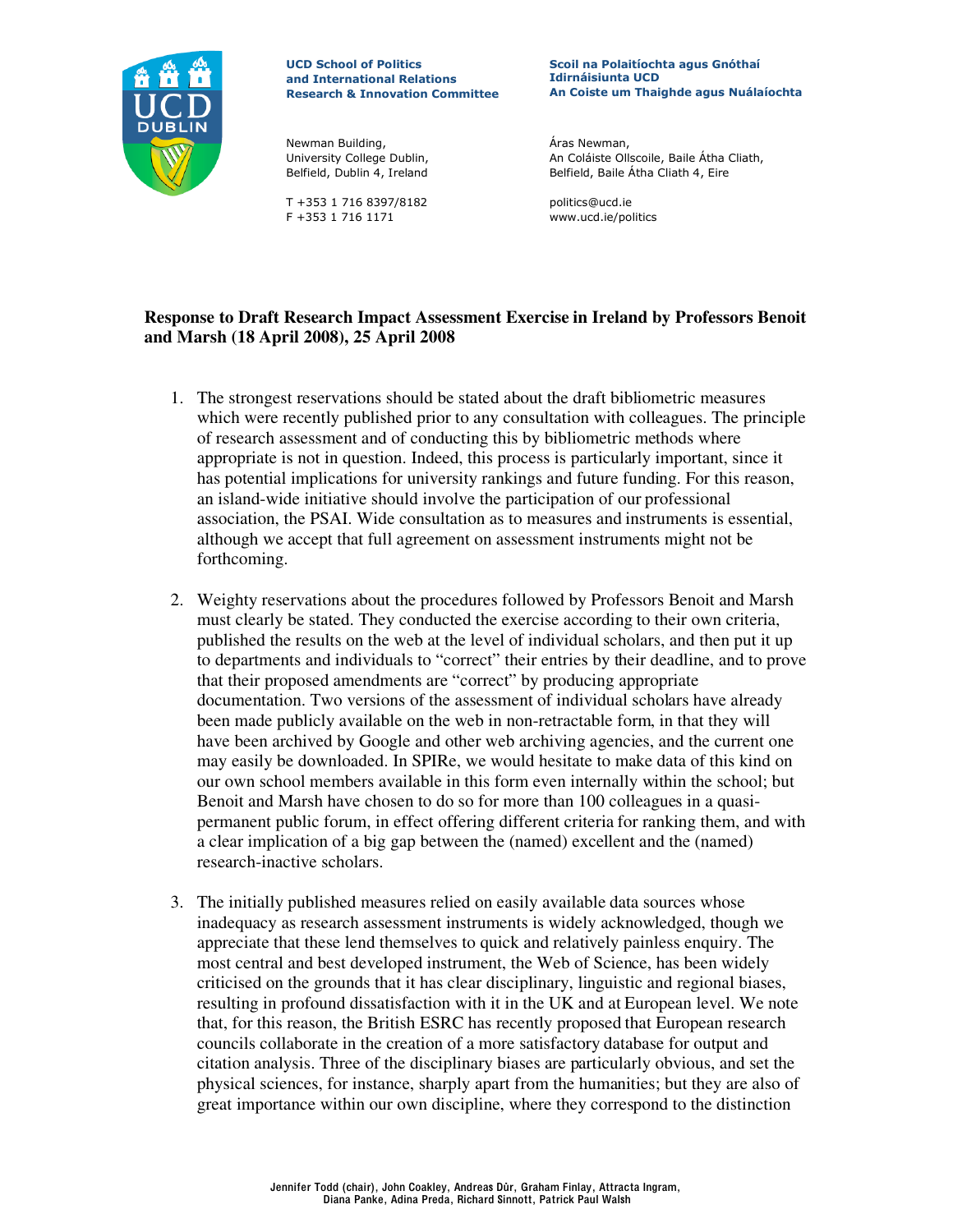UCD School of Politics and International Relations Research & Innovation Committee

Scoil na Polaitíochta agus Gnóthaí Idirnáisiunta UCD An Coiste um Thaighde agus Nuálaíochta

Newman Building, University College Dublin, Belfield, Dublin 4, Ireland

Áras Newman, An Coláiste Ollscoile, Baile Átha Cliath, Belfield, Baile Átha Cliath 4, Eire

T +353 1 716 8397/8182
F +353 1 716 1171

politics@ucd.ie
www.ucd.ie/politics

**Response to Draft Research Impact Assessment Exercise in Ireland by Professors Benoit and Marsh (18 April 2008), 25 April 2008**

1. The strongest reservations should be stated about the draft bibliometric measures which were recently published prior to any consultation with colleagues. The principle of research assessment and of conducting this by bibliometric methods where appropriate is not in question. Indeed, this process is particularly important, since it has potential implications for university rankings and future funding. For this reason, an island-wide initiative should involve the participation of our professional association, the PSAI. Wide consultation as to measures and instruments is essential, although we accept that full agreement on assessment instruments might not be forthcoming.

2. Weighty reservations about the procedures followed by Professors Benoit and Marsh must clearly be stated. They conducted the exercise according to their own criteria, published the results on the web at the level of individual scholars, and then put it up to departments and individuals to "correct" their entries by their deadline, and to prove that their proposed amendments are "correct" by producing appropriate documentation. Two versions of the assessment of individual scholars have already been made publicly available on the web in non-retractable form, in that they will have been archived by Google and other web archiving agencies, and the current one may easily be downloaded. In SPIRe, we would hesitate to make data of this kind on our own school members available in this form even internally within the school; but Benoit and Marsh have chosen to do so for more than 100 colleagues in a quasi-permanent public forum, in effect offering different criteria for ranking them, and with a clear implication of a big gap between the (named) excellent and the (named) research-inactive scholars.

3. The initially published measures relied on easily available data sources whose inadequacy as research assessment instruments is widely acknowledged, though we appreciate that these lend themselves to quick and relatively painless enquiry. The most central and best developed instrument, the Web of Science, has been widely criticised on the grounds that it has clear disciplinary, linguistic and regional biases, resulting in profound dissatisfaction with it in the UK and at European level. We note that, for this reason, the British ESRC has recently proposed that European research councils collaborate in the creation of a more satisfactory database for output and citation analysis. Three of the disciplinary biases are particularly obvious, and set the physical sciences, for instance, sharply apart from the humanities; but they are also of great importance within our own discipline, where they correspond to the distinction

Jennifer Todd (chair), John Coakley, Andreas Dür, Graham Finlay, Attracta Ingram, Diana Panke, Adina Preda, Richard Sinnott, Patrick Paul Walsh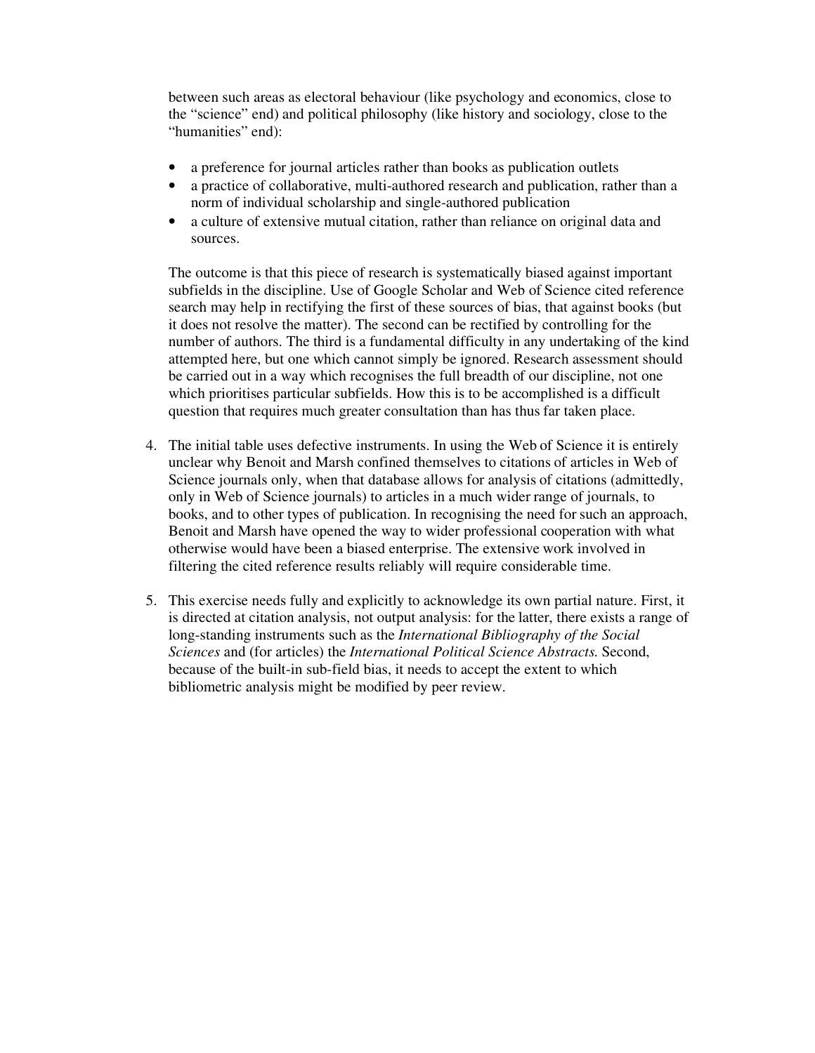between such areas as electoral behaviour (like psychology and economics, close to the "science" end) and political philosophy (like history and sociology, close to the "humanities" end):

- a preference for journal articles rather than books as publication outlets
- a practice of collaborative, multi-authored research and publication, rather than a norm of individual scholarship and single-authored publication
- a culture of extensive mutual citation, rather than reliance on original data and sources.

The outcome is that this piece of research is systematically biased against important subfields in the discipline. Use of Google Scholar and Web of Science cited reference search may help in rectifying the first of these sources of bias, that against books (but it does not resolve the matter). The second can be rectified by controlling for the number of authors. The third is a fundamental difficulty in any undertaking of the kind attempted here, but one which cannot simply be ignored. Research assessment should be carried out in a way which recognises the full breadth of our discipline, not one which prioritises particular subfields. How this is to be accomplished is a difficult question that requires much greater consultation than has thus far taken place.

4. The initial table uses defective instruments. In using the Web of Science it is entirely unclear why Benoit and Marsh confined themselves to citations of articles in Web of Science journals only, when that database allows for analysis of citations (admittedly, only in Web of Science journals) to articles in a much wider range of journals, to books, and to other types of publication. In recognising the need for such an approach, Benoit and Marsh have opened the way to wider professional cooperation with what otherwise would have been a biased enterprise. The extensive work involved in filtering the cited reference results reliably will require considerable time.

5. This exercise needs fully and explicitly to acknowledge its own partial nature. First, it is directed at citation analysis, not output analysis: for the latter, there exists a range of long-standing instruments such as the *International Bibliography of the Social Sciences* and (for articles) the *International Political Science Abstracts.* Second, because of the built-in sub-field bias, it needs to accept the extent to which bibliometric analysis might be modified by peer review.